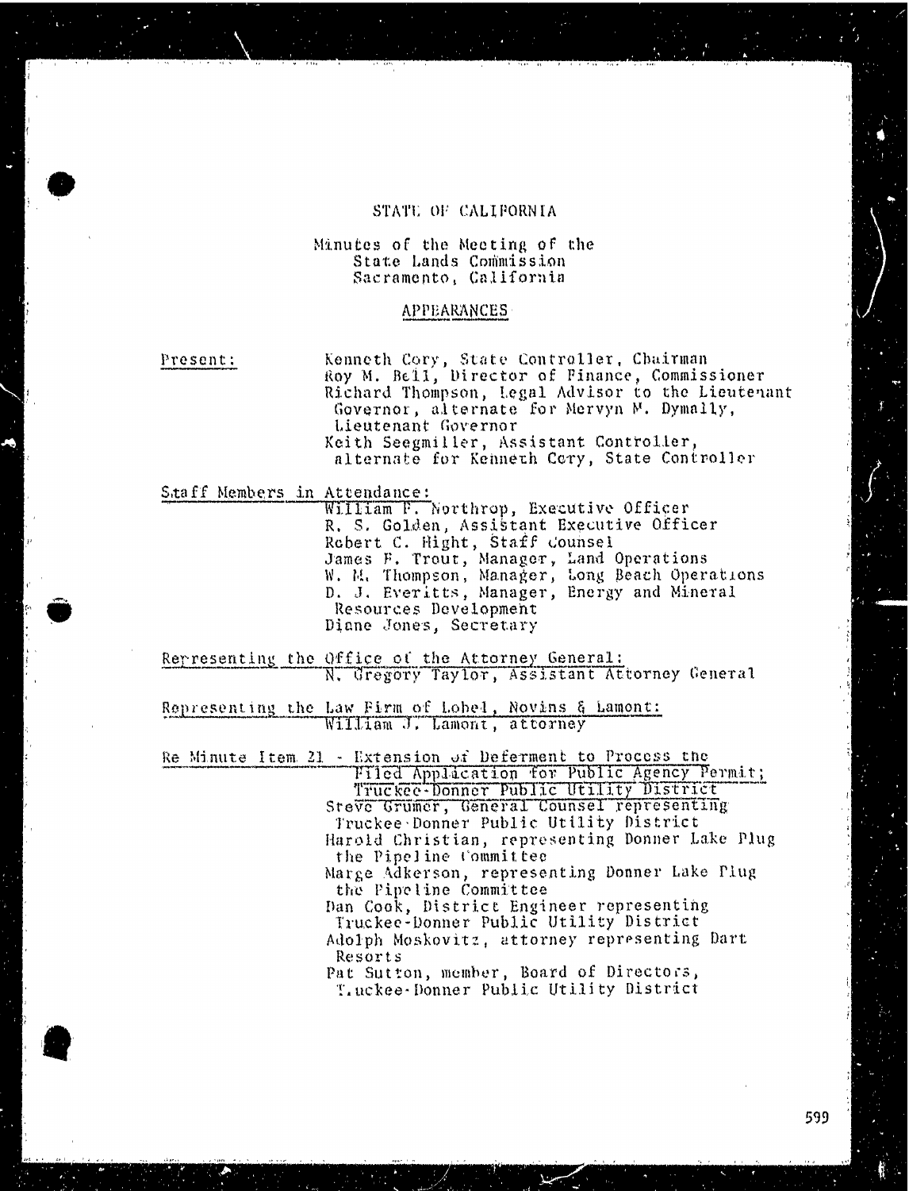# STATE OF CALIFORNIA

Minutes of the Meeting of the
State Lands Commission
Sacramento, California

## APPEARANCES

Present:

Kenneth Cory, State Controller, Chairman
Roy M. Bell, Director of Finance, Commissioner
Richard Thompson, Legal Advisor to the Lieutenant Governor, alternate for Mervyn M. Dymally, Lieutenant Governor
Keith Seegmiller, Assistant Controller, alternate for Kenneth Cory, State Controller

Staff Members in Attendance:

William F. Northrop, Executive Officer
R. S. Golden, Assistant Executive Officer
Robert C. Hight, Staff Counsel
James F. Trout, Manager, Land Operations
W. M. Thompson, Manager, Long Beach Operations
D. J. Everitts, Manager, Energy and Mineral Resources Development
Diane Jones, Secretary

Representing the Office of the Attorney General:

N. Gregory Taylor, Assistant Attorney General

Representing the Law Firm of Lobel, Novins & Lamont:

William J. Lamont, attorney

Re Minute Item 21 - Extension of Deferment to Process the Filed Application for Public Agency Permit; Truckee-Donner Public Utility District

Steve Grumer, General Counsel representing Truckee-Donner Public Utility District
Harold Christian, representing Donner Lake Plug the Pipeline Committee
Marge Adkerson, representing Donner Lake Plug the Pipeline Committee
Dan Cook, District Engineer representing Truckee-Donner Public Utility District
Adolph Moskovitz, attorney representing Dart Resorts
Pat Sutton, member, Board of Directors, Truckee-Donner Public Utility District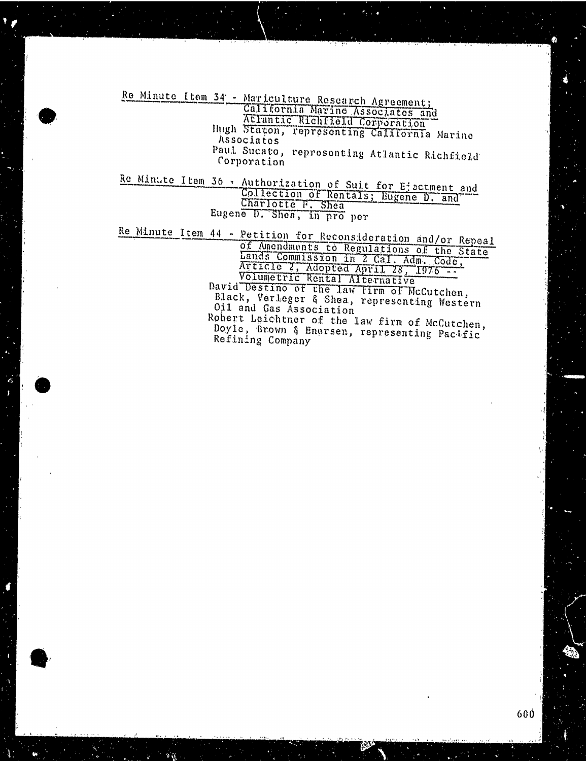Re Minute Item 34 - Mariculture Research Agreement; California Marine Associates and Atlantic Richfield Corporation

Hugh Staton, representing California Marine Associates

Paul Sucato, representing Atlantic Richfield Corporation

Re Minute Item 36 - Authorization of Suit for Ejectment and Collection of Rentals; Eugene D. and Charlotte F. Shea

Eugene D. Shea, in pro per

Re Minute Item 44 - Petition for Reconsideration and/or Repeal of Amendments to Regulations of the State Lands Commission in 2 Cal. Adm. Code, Article 2, Adopted April 28, 1976 -- Volumetric Rental Alternative

David Destino of the law firm of McCutchen, Black, Verleger & Shea, representing Western Oil and Gas Association

Robert Leichtner of the law firm of McCutchen, Doyle, Brown & Enersen, representing Pacific Refining Company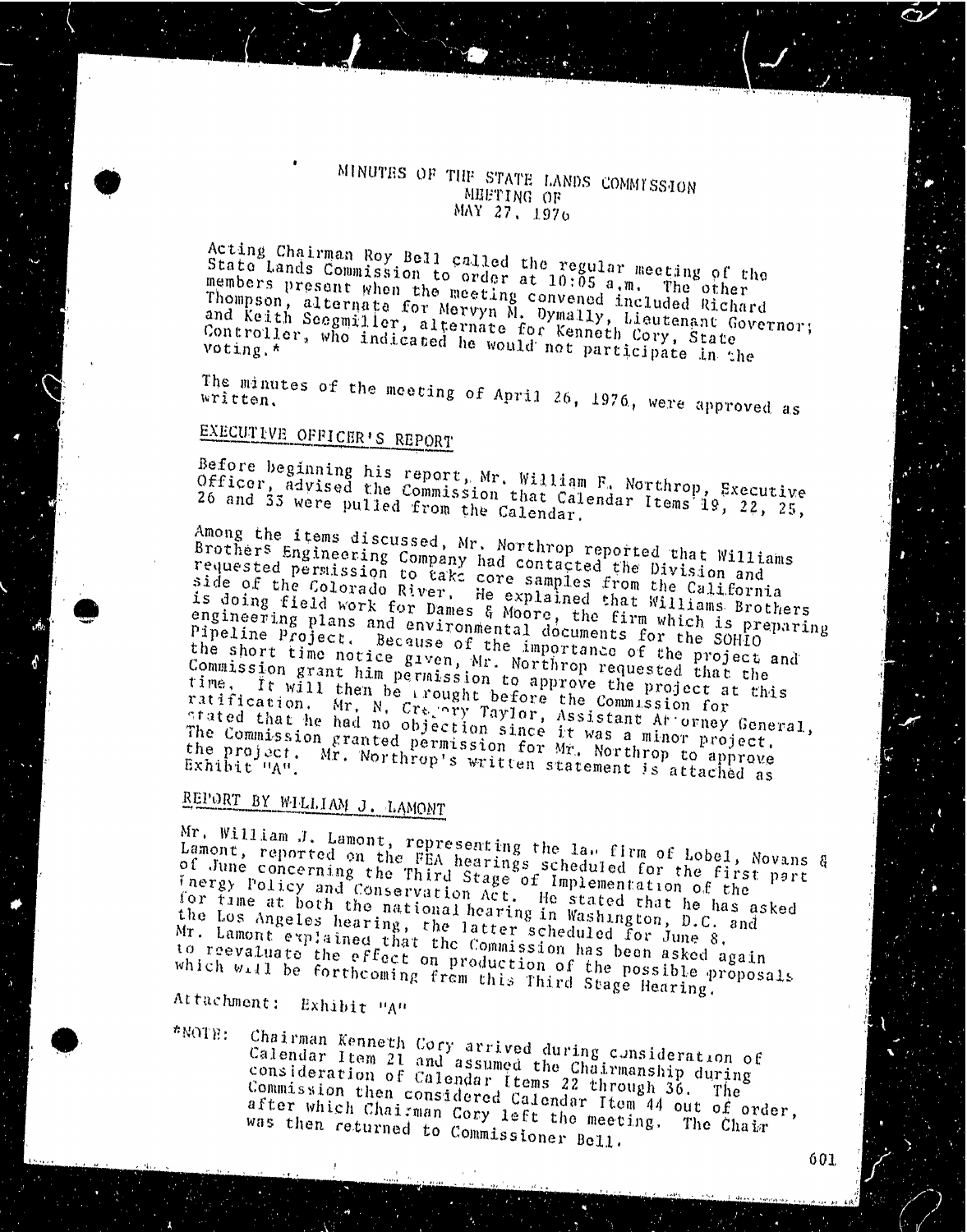# MINUTES OF THE STATE LANDS COMMISSION
## MEETING OF
## MAY 27, 1976

Acting Chairman Roy Bell called the regular meeting of the State Lands Commission to order at 10:05 a.m. The other members present when the meeting convened included Richard Thompson, alternate for Mervyn M. Dymally, Lieutenant Governor; and Keith Seegmiller, alternate for Kenneth Cory, State Controller, who indicated he would not participate in the voting.*

The minutes of the meeting of April 26, 1976, were approved as written.

## EXECUTIVE OFFICER'S REPORT

Before beginning his report, Mr. William F. Northrop, Executive Officer, advised the Commission that Calendar Items 19, 22, 25, 26 and 33 were pulled from the Calendar.

Among the items discussed, Mr. Northrop reported that Williams Brothers Engineering Company had contacted the Division and requested permission to take core samples from the California side of the Colorado River. He explained that Williams Brothers is doing field work for Dames & Moore, the firm which is preparing engineering plans and environmental documents for the SOHIO Pipeline Project. Because of the importance of the project and the short time notice given, Mr. Northrop requested that the Commission grant him permission to approve the project at this time. It will then be brought before the Commission for ratification. Mr. N. Gregory Taylor, Assistant Attorney General, stated that he had no objection since it was a minor project. The Commission granted permission for Mr. Northrop to approve the project. Mr. Northrop's written statement is attached as Exhibit "A".

## REPORT BY WILLIAM J. LAMONT

Mr. William J. Lamont, representing the law firm of Lobel, Novans & Lamont, reported on the FEA hearings scheduled for the first part of June concerning the Third Stage of Implementation of the Energy Policy and Conservation Act. He stated that he has asked for time at both the national hearing in Washington, D.C. and the Los Angeles hearing, the latter scheduled for June 8. Mr. Lamont explained that the Commission has been asked again to reevaluate the effect on production of the possible proposals which will be forthcoming from this Third Stage Hearing.

Attachment: Exhibit "A"

*NOTE: Chairman Kenneth Cory arrived during consideration of Calendar Item 21 and assumed the Chairmanship during consideration of Calendar Items 22 through 36. The Commission then considered Calendar Item 44 out of order, after which Chairman Cory left the meeting. The Chair was then returned to Commissioner Bell.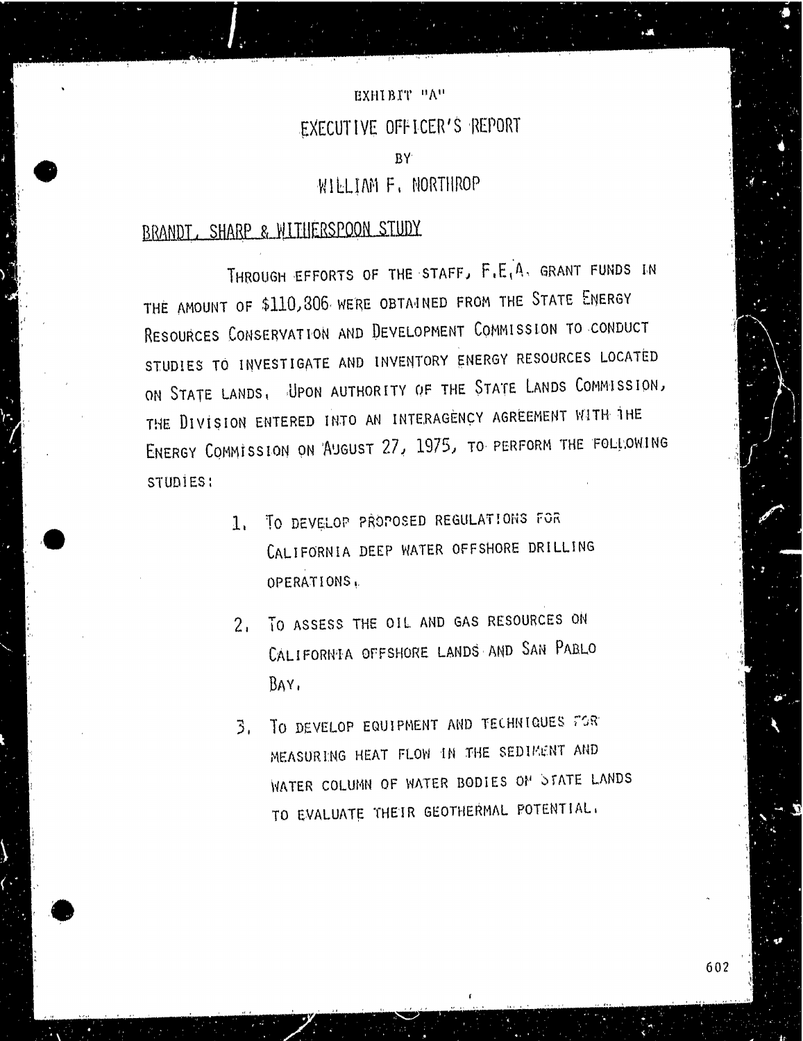EXHIBIT "A"

# EXECUTIVE OFFICER'S REPORT

BY

WILLIAM F. NORTHROP

## BRANDT, SHARP & WITHERSPOON STUDY

THROUGH EFFORTS OF THE STAFF, F.E.A. GRANT FUNDS IN THE AMOUNT OF $110,806 WERE OBTAINED FROM THE STATE ENERGY RESOURCES CONSERVATION AND DEVELOPMENT COMMISSION TO CONDUCT STUDIES TO INVESTIGATE AND INVENTORY ENERGY RESOURCES LOCATED ON STATE LANDS. UPON AUTHORITY OF THE STATE LANDS COMMISSION, THE DIVISION ENTERED INTO AN INTERAGENCY AGREEMENT WITH THE ENERGY COMMISSION ON AUGUST 27, 1975, TO PERFORM THE FOLLOWING STUDIES:

1. TO DEVELOP PROPOSED REGULATIONS FOR CALIFORNIA DEEP WATER OFFSHORE DRILLING OPERATIONS.

2. TO ASSESS THE OIL AND GAS RESOURCES ON CALIFORNIA OFFSHORE LANDS AND SAN PABLO BAY.

3. TO DEVELOP EQUIPMENT AND TECHNIQUES FOR MEASURING HEAT FLOW IN THE SEDIMENT AND WATER COLUMN OF WATER BODIES ON STATE LANDS TO EVALUATE THEIR GEOTHERMAL POTENTIAL.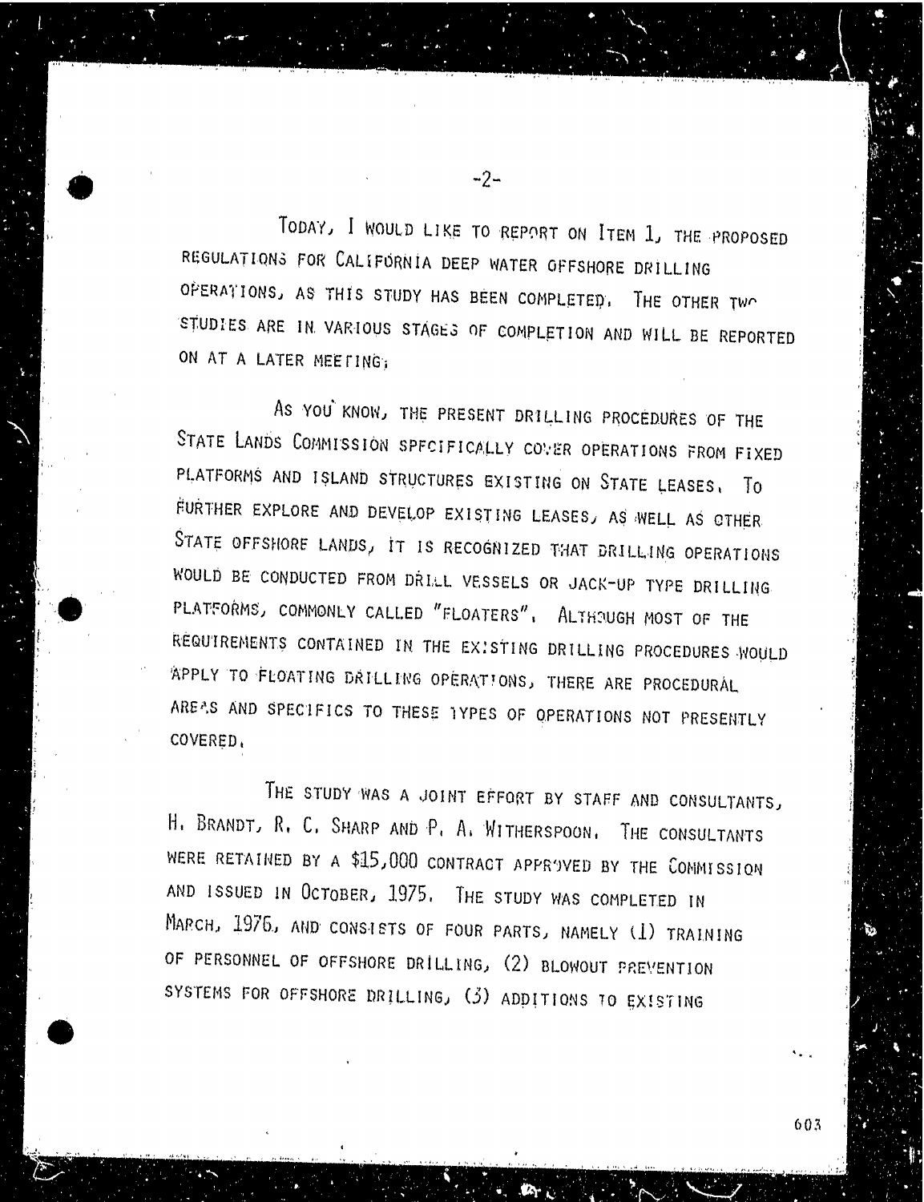TODAY, I WOULD LIKE TO REPORT ON ITEM 1, THE PROPOSED REGULATIONS FOR CALIFORNIA DEEP WATER OFFSHORE DRILLING OPERATIONS, AS THIS STUDY HAS BEEN COMPLETED. THE OTHER TWO STUDIES ARE IN VARIOUS STAGES OF COMPLETION AND WILL BE REPORTED ON AT A LATER MEETING.

AS YOU KNOW, THE PRESENT DRILLING PROCEDURES OF THE STATE LANDS COMMISSION SPECIFICALLY COVER OPERATIONS FROM FIXED PLATFORMS AND ISLAND STRUCTURES EXISTING ON STATE LEASES. TO FURTHER EXPLORE AND DEVELOP EXISTING LEASES, AS WELL AS OTHER STATE OFFSHORE LANDS, IT IS RECOGNIZED THAT DRILLING OPERATIONS WOULD BE CONDUCTED FROM DRILL VESSELS OR JACK-UP TYPE DRILLING PLATFORMS, COMMONLY CALLED "FLOATERS". ALTHOUGH MOST OF THE REQUIREMENTS CONTAINED IN THE EXISTING DRILLING PROCEDURES WOULD APPLY TO FLOATING DRILLING OPERATIONS, THERE ARE PROCEDURAL AREAS AND SPECIFICS TO THESE TYPES OF OPERATIONS NOT PRESENTLY COVERED.

THE STUDY WAS A JOINT EFFORT BY STAFF AND CONSULTANTS, H. BRANDT, R. C. SHARP AND P. A. WITHERSPOON. THE CONSULTANTS WERE RETAINED BY A $15,000 CONTRACT APPROVED BY THE COMMISSION AND ISSUED IN OCTOBER, 1975. THE STUDY WAS COMPLETED IN MARCH, 1976, AND CONSISTS OF FOUR PARTS, NAMELY (1) TRAINING OF PERSONNEL OF OFFSHORE DRILLING, (2) BLOWOUT PREVENTION SYSTEMS FOR OFFSHORE DRILLING, (3) ADDITIONS TO EXISTING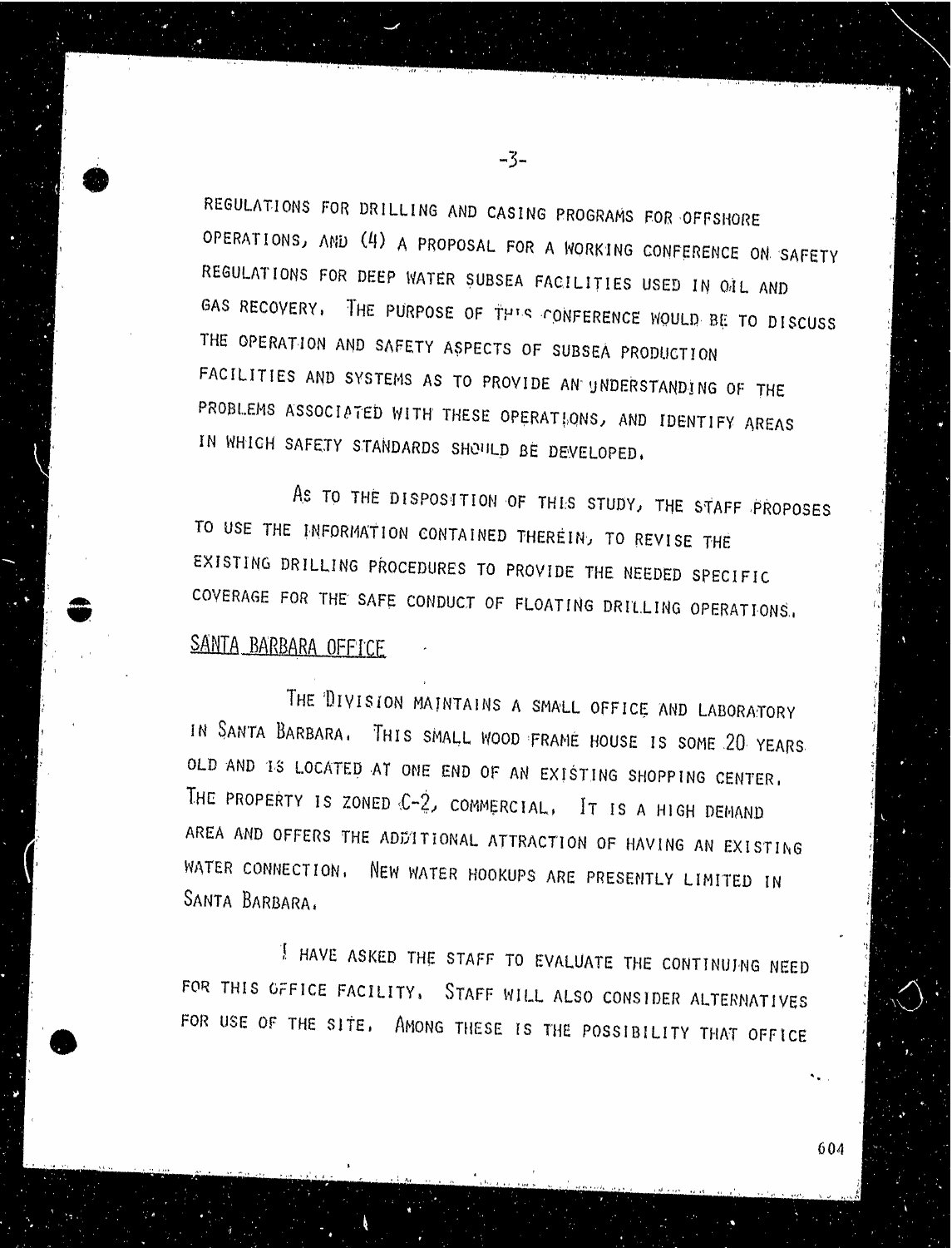REGULATIONS FOR DRILLING AND CASING PROGRAMS FOR OFFSHORE OPERATIONS, AND (4) A PROPOSAL FOR A WORKING CONFERENCE ON SAFETY REGULATIONS FOR DEEP WATER SUBSEA FACILITIES USED IN OIL AND GAS RECOVERY. THE PURPOSE OF THIS CONFERENCE WOULD BE TO DISCUSS THE OPERATION AND SAFETY ASPECTS OF SUBSEA PRODUCTION FACILITIES AND SYSTEMS AS TO PROVIDE AN UNDERSTANDING OF THE PROBLEMS ASSOCIATED WITH THESE OPERATIONS, AND IDENTIFY AREAS IN WHICH SAFETY STANDARDS SHOULD BE DEVELOPED.

AS TO THE DISPOSITION OF THIS STUDY, THE STAFF PROPOSES TO USE THE INFORMATION CONTAINED THEREIN, TO REVISE THE EXISTING DRILLING PROCEDURES TO PROVIDE THE NEEDED SPECIFIC COVERAGE FOR THE SAFE CONDUCT OF FLOATING DRILLING OPERATIONS.

## SANTA BARBARA OFFICE

THE DIVISION MAINTAINS A SMALL OFFICE AND LABORATORY IN SANTA BARBARA. THIS SMALL WOOD FRAME HOUSE IS SOME 20 YEARS OLD AND IS LOCATED AT ONE END OF AN EXISTING SHOPPING CENTER. THE PROPERTY IS ZONED C-2, COMMERCIAL. IT IS A HIGH DEMAND AREA AND OFFERS THE ADDITIONAL ATTRACTION OF HAVING AN EXISTING WATER CONNECTION. NEW WATER HOOKUPS ARE PRESENTLY LIMITED IN SANTA BARBARA.

I HAVE ASKED THE STAFF TO EVALUATE THE CONTINUING NEED FOR THIS OFFICE FACILITY. STAFF WILL ALSO CONSIDER ALTERNATIVES FOR USE OF THE SITE. AMONG THESE IS THE POSSIBILITY THAT OFFICE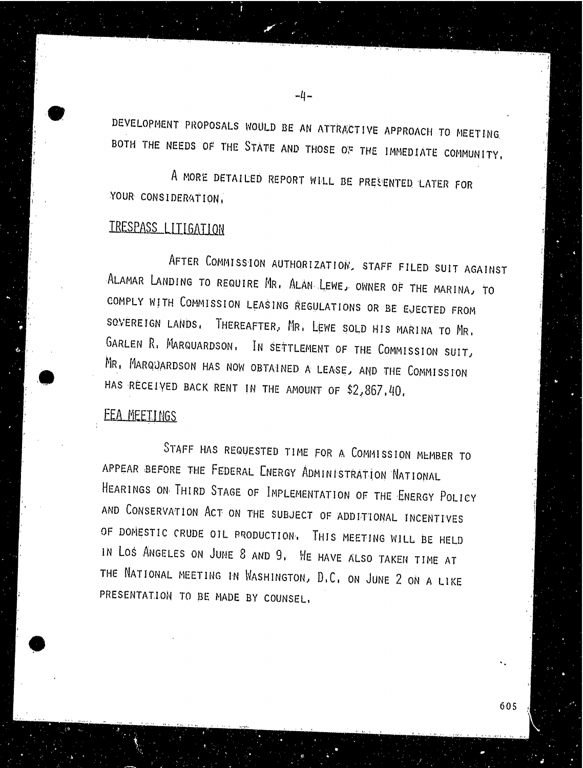DEVELOPMENT PROPOSALS WOULD BE AN ATTRACTIVE APPROACH TO MEETING BOTH THE NEEDS OF THE STATE AND THOSE OF THE IMMEDIATE COMMUNITY.

A MORE DETAILED REPORT WILL BE PRESENTED LATER FOR YOUR CONSIDERATION.

## TRESPASS LITIGATION

AFTER COMMISSION AUTHORIZATION, STAFF FILED SUIT AGAINST ALAMAR LANDING TO REQUIRE MR. ALAN LEWE, OWNER OF THE MARINA, TO COMPLY WITH COMMISSION LEASING REGULATIONS OR BE EJECTED FROM SOVEREIGN LANDS. THEREAFTER, MR. LEWE SOLD HIS MARINA TO MR. GARLEN R. MARQUARDSON. IN SETTLEMENT OF THE COMMISSION SUIT, MR. MARQUARDSON HAS NOW OBTAINED A LEASE, AND THE COMMISSION HAS RECEIVED BACK RENT IN THE AMOUNT OF $2,867.40.

## FEA MEETINGS

STAFF HAS REQUESTED TIME FOR A COMMISSION MEMBER TO APPEAR BEFORE THE FEDERAL ENERGY ADMINISTRATION NATIONAL HEARINGS ON THIRD STAGE OF IMPLEMENTATION OF THE ENERGY POLICY AND CONSERVATION ACT ON THE SUBJECT OF ADDITIONAL INCENTIVES OF DOMESTIC CRUDE OIL PRODUCTION. THIS MEETING WILL BE HELD IN LOS ANGELES ON JUNE 8 AND 9. WE HAVE ALSO TAKEN TIME AT THE NATIONAL MEETING IN WASHINGTON, D.C. ON JUNE 2 ON A LIKE PRESENTATION TO BE MADE BY COUNSEL.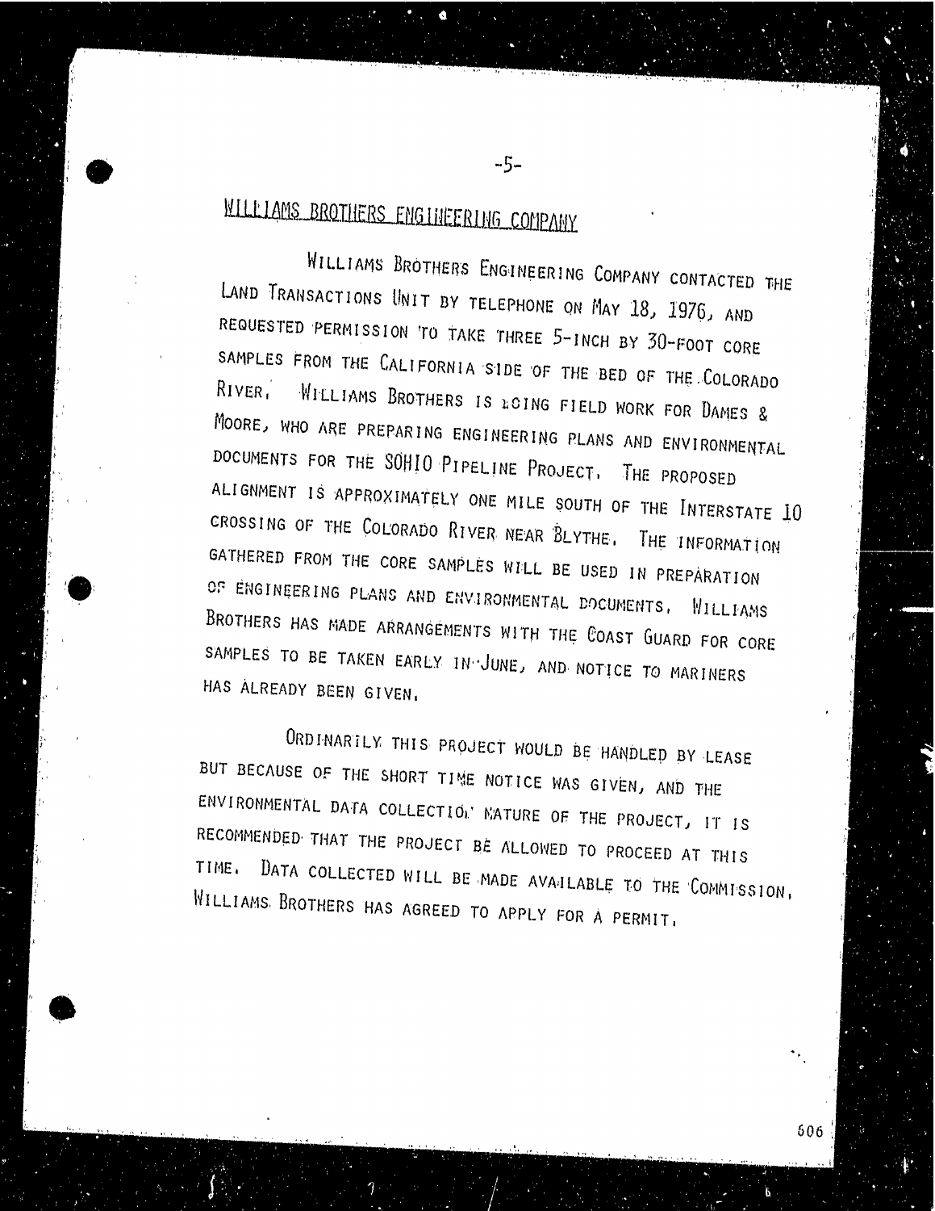## WILLIAMS BROTHERS ENGINEERING COMPANY

WILLIAMS BROTHERS ENGINEERING COMPANY CONTACTED THE LAND TRANSACTIONS UNIT BY TELEPHONE ON MAY 18, 1976, AND REQUESTED PERMISSION TO TAKE THREE 5-INCH BY 30-FOOT CORE SAMPLES FROM THE CALIFORNIA SIDE OF THE BED OF THE COLORADO RIVER. WILLIAMS BROTHERS IS DOING FIELD WORK FOR DAMES & MOORE, WHO ARE PREPARING ENGINEERING PLANS AND ENVIRONMENTAL DOCUMENTS FOR THE SOHIO PIPELINE PROJECT. THE PROPOSED ALIGNMENT IS APPROXIMATELY ONE MILE SOUTH OF THE INTERSTATE 10 CROSSING OF THE COLORADO RIVER NEAR BLYTHE. THE INFORMATION GATHERED FROM THE CORE SAMPLES WILL BE USED IN PREPARATION OF ENGINEERING PLANS AND ENVIRONMENTAL DOCUMENTS. WILLIAMS BROTHERS HAS MADE ARRANGEMENTS WITH THE COAST GUARD FOR CORE SAMPLES TO BE TAKEN EARLY IN JUNE, AND NOTICE TO MARINERS HAS ALREADY BEEN GIVEN.

ORDINARILY THIS PROJECT WOULD BE HANDLED BY LEASE BUT BECAUSE OF THE SHORT TIME NOTICE WAS GIVEN, AND THE ENVIRONMENTAL DATA COLLECTION NATURE OF THE PROJECT, IT IS RECOMMENDED THAT THE PROJECT BE ALLOWED TO PROCEED AT THIS TIME. DATA COLLECTED WILL BE MADE AVAILABLE TO THE COMMISSION. WILLIAMS BROTHERS HAS AGREED TO APPLY FOR A PERMIT.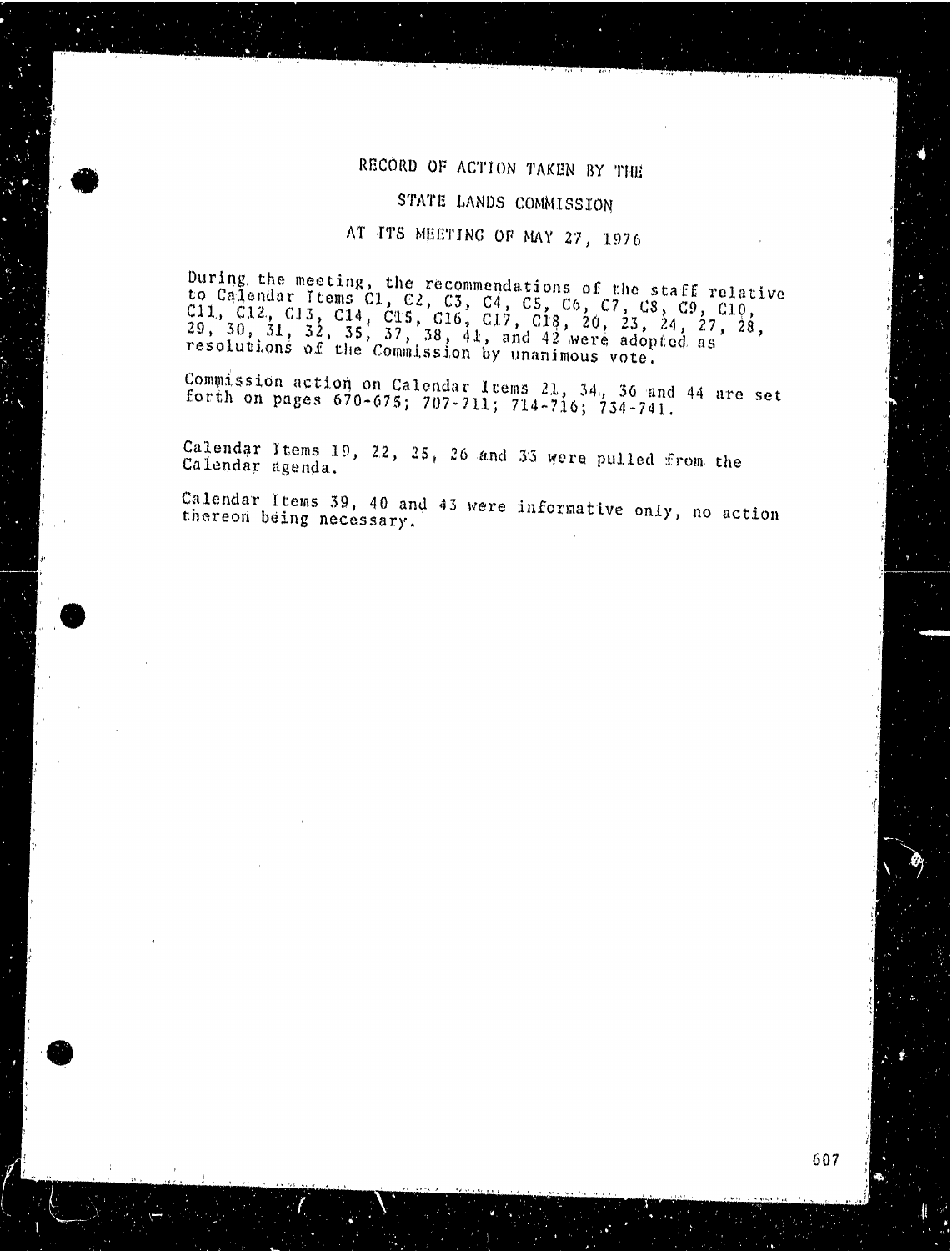# RECORD OF ACTION TAKEN BY THE

# STATE LANDS COMMISSION

# AT ITS MEETING OF MAY 27, 1976

During the meeting, the recommendations of the staff relative to Calendar Items C1, C2, C3, C4, C5, C6, C7, C8, C9, C10, C11, C12, C13, C14, C15, C16, C17, C18, 20, 23, 24, 27, 28, 29, 30, 31, 32, 35, 37, 38, 41, and 42 were adopted as resolutions of the Commission by unanimous vote.

Commission action on Calendar Items 21, 34, 36 and 44 are set forth on pages 670-675; 707-711; 714-716; 734-741.

Calendar Items 19, 22, 25, 26 and 33 were pulled from the Calendar agenda.

Calendar Items 39, 40 and 43 were informative only, no action thereon being necessary.